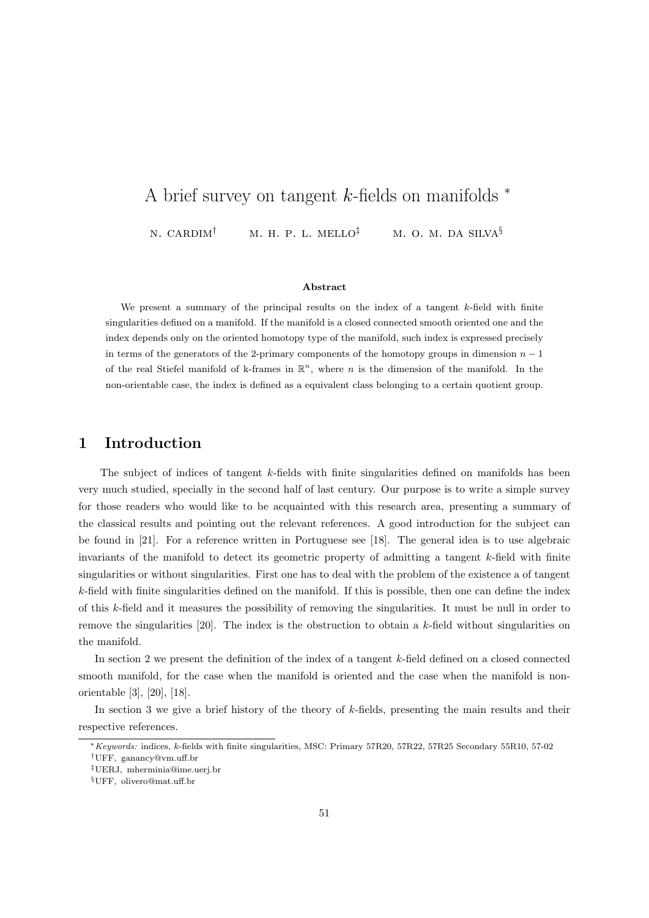# A brief survey on tangent $k$-fields on manifolds *

N. CARDIM[†] M. H. P. L. MELLO[‡] M. O. M. DA SILVA[§]

**Abstract**

We present a summary of the principal results on the index of a tangent $k$-field with finite singularities defined on a manifold. If the manifold is a closed connected smooth oriented one and the index depends only on the oriented homotopy type of the manifold, such index is expressed precisely in terms of the generators of the 2-primary components of the homotopy groups in dimension $n-1$ of the real Stiefel manifold of k-frames in $\mathbb{R}^n$, where $n$ is the dimension of the manifold. In the non-orientable case, the index is defined as a equivalent class belonging to a certain quotient group.

## 1 Introduction

The subject of indices of tangent $k$-fields with finite singularities defined on manifolds has been very much studied, specially in the second half of last century. Our purpose is to write a simple survey for those readers who would like to be acquainted with this research area, presenting a summary of the classical results and pointing out the relevant references. A good introduction for the subject can be found in [21]. For a reference written in Portuguese see [18]. The general idea is to use algebraic invariants of the manifold to detect its geometric property of admitting a tangent $k$-field with finite singularities or without singularities. First one has to deal with the problem of the existence a of tangent $k$-field with finite singularities defined on the manifold. If this is possible, then one can define the index of this $k$-field and it measures the possibility of removing the singularities. It must be null in order to remove the singularities [20]. The index is the obstruction to obtain a $k$-field without singularities on the manifold.

In section 2 we present the definition of the index of a tangent $k$-field defined on a closed connected smooth manifold, for the case when the manifold is oriented and the case when the manifold is non-orientable [3], [20], [18].

In section 3 we give a brief history of the theory of $k$-fields, presenting the main results and their respective references.

---

* *Keywords:* indices, $k$-fields with finite singularities, MSC: Primary 57R20, 57R22, 57R25 Secondary 55R10, 57-02

† UFF, ganancy@vm.uff.br

‡ UERJ, mherminia@ime.uerj.br

§ UFF, olivero@mat.uff.br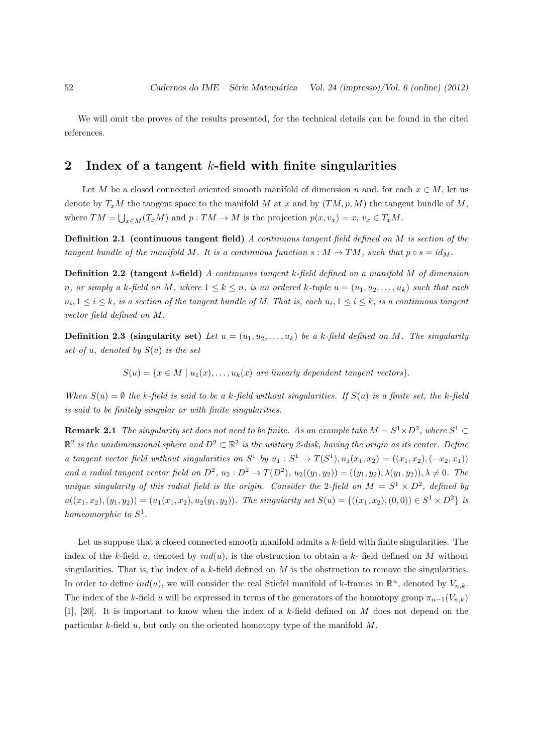We will omit the proves of the results presented, for the technical details can be found in the cited references.

## 2 Index of a tangent $k$-field with finite singularities

Let $M$ be a closed connected oriented smooth manifold of dimension $n$ and, for each $x \in M$, let us denote by $T_xM$ the tangent space to the manifold $M$ at $x$ and by $(TM, p, M)$ the tangent bundle of $M$, where $TM = \bigcup_{x \in M}(T_xM)$ and $p : TM \to M$ is the projection $p(x, v_x) = x$, $v_x \in T_xM$.

**Definition 2.1 (continuous tangent field)** *A continuous tangent field defined on $M$ is section of the tangent bundle of the manifold M. It is a continuous function $s : M \to TM$, such that $p \circ s = id_M$.*

**Definition 2.2 (tangent $k$-field)** *A continuous tangent k-field defined on a manifold $M$ of dimension n, or simply a k-field on $M$, where $1 \leq k \leq n$, is an ordered k-tuple $u = (u_1, u_2, \ldots, u_k)$ such that each $u_i, 1 \leq i \leq k$, is a section of the tangent bundle of M. That is, each $u_i, 1 \leq i \leq k$, is a continuous tangent vector field defined on $M$.*

**Definition 2.3 (singularity set)** *Let $u = (u_1, u_2, \ldots, u_k)$ be a k-field defined on $M$. The singularity set of u, denoted by $S(u)$ is the set*

$$S(u) = \{x \in M \mid u_1(x), \ldots, u_k(x) \text{ are linearly dependent tangent vectors}\}.$$

*When $S(u) = \emptyset$ the k-field is said to be a k-field without singularities. If $S(u)$ is a finite set, the k-field is said to be finitely singular or with finite singularities.*

**Remark 2.1** *The singularity set does not need to be finite. As an example take $M = S^1 \times D^2$, where $S^1 \subset \mathbb{R}^2$ is the unidimensional sphere and $D^2 \subset \mathbb{R}^2$ is the unitary 2-disk, having the origin as its center. Define a tangent vector field without singularities on $S^1$ by $u_1 : S^1 \to T(S^1), u_1(x_1, x_2) = ((x_1, x_2), (-x_2, x_1))$ and a radial tangent vector field on $D^2$, $u_2 : D^2 \to T(D^2)$, $u_2((y_1, y_2)) = ((y_1, y_2), \lambda(y_1, y_2)), \lambda \neq 0$. The unique singularity of this radial field is the origin. Consider the 2-field on $M = S^1 \times D^2$, defined by $u((x_1, x_2), (y_1, y_2)) = (u_1(x_1, x_2), u_2(y_1, y_2))$. The singularity set $S(u) = \{((x_1, x_2), (0, 0)) \in S^1 \times D^2\}$ is homeomorphic to $S^1$.*

Let us suppose that a closed connected smooth manifold admits a $k$-field with finite singularities. The index of the $k$-field $u$, denoted by $ind(u)$, is the obstruction to obtain a $k$- field defined on $M$ without singularities. That is, the index of a $k$-field defined on $M$ is the obstruction to remove the singularities. In order to define $ind(u)$, we will consider the real Stiefel manifold of k-frames in $\mathbb{R}^n$, denoted by $V_{n,k}$. The index of the $k$-field $u$ will be expressed in terms of the generators of the homotopy group $\pi_{n-1}(V_{n,k})$ [1], [20]. It is important to know when the index of a $k$-field defined on $M$ does not depend on the particular $k$-field $u$, but only on the oriented homotopy type of the manifold $M$.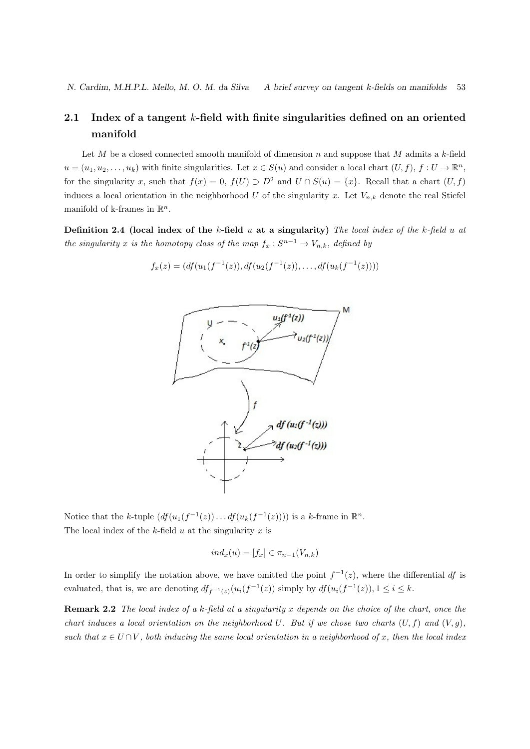## 2.1 Index of a tangent $k$-field with finite singularities defined on an oriented manifold

Let $M$ be a closed connected smooth manifold of dimension $n$ and suppose that $M$ admits a $k$-field $u = (u_1, u_2, \ldots, u_k)$ with finite singularities. Let $x \in S(u)$ and consider a local chart $(U, f)$, $f : U \to \mathbb{R}^n$, for the singularity $x$, such that $f(x) = 0$, $f(U) \supset D^2$ and $U \cap S(u) = \{x\}$. Recall that a chart $(U, f)$ induces a local orientation in the neighborhood $U$ of the singularity $x$. Let $V_{n,k}$ denote the real Stiefel manifold of k-frames in $\mathbb{R}^n$.

**Definition 2.4 (local index of the $k$-field $u$ at a singularity)** *The local index of the $k$-field $u$ at the singularity $x$ is the homotopy class of the map $f_x : S^{n-1} \to V_{n,k}$, defined by*

$$f_x(z) = (df(u_1(f^{-1}(z)), df(u_2(f^{-1}(z)), \ldots, df(u_k(f^{-1}(z))))$$

Notice that the $k$-tuple $(df(u_1(f^{-1}(z)) \ldots df(u_k(f^{-1}(z))))$ is a $k$-frame in $\mathbb{R}^n$.
The local index of the $k$-field $u$ at the singularity $x$ is

$$ind_x(u) = [f_x] \in \pi_{n-1}(V_{n,k})$$

In order to simplify the notation above, we have omitted the point $f^{-1}(z)$, where the differential $df$ is evaluated, that is, we are denoting $df_{f^{-1}(z)}(u_i(f^{-1}(z))$ simply by $df(u_i(f^{-1}(z)), 1 \leq i \leq k$.

**Remark 2.2** *The local index of a $k$-field at a singularity $x$ depends on the choice of the chart, once the chart induces a local orientation on the neighborhood $U$. But if we chose two charts $(U, f)$ and $(V, g)$, such that $x \in U \cap V$, both inducing the same local orientation in a neighborhood of $x$, then the local index*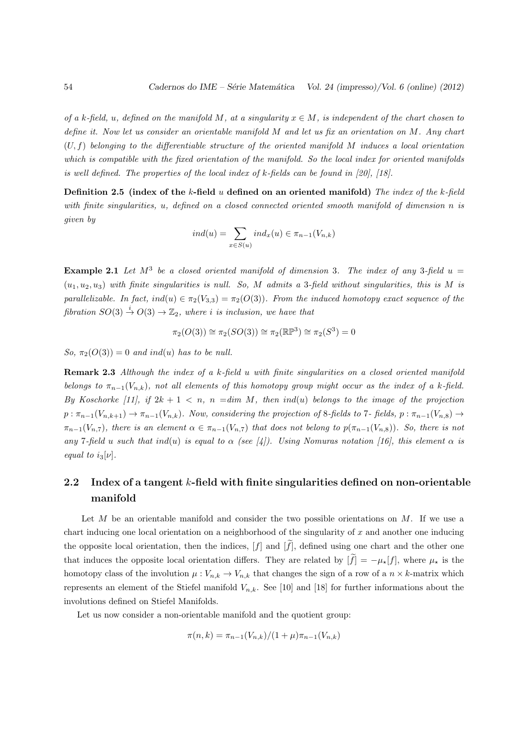*of a k-field, u, defined on the manifold M, at a singularity $x \in M$, is independent of the chart chosen to define it. Now let us consider an orientable manifold M and let us fix an orientation on M. Any chart $(U, f)$ belonging to the differentiable structure of the oriented manifold M induces a local orientation which is compatible with the fixed orientation of the manifold. So the local index for oriented manifolds is well defined. The properties of the local index of k-fields can be found in [20], [18].*

**Definition 2.5 (index of the $k$-field $u$ defined on an oriented manifold)** *The index of the k-field with finite singularities, u, defined on a closed connected oriented smooth manifold of dimension n is given by*

$$ind(u) = \sum_{x \in S(u)} ind_x(u) \in \pi_{n-1}(V_{n,k})$$

**Example 2.1** *Let $M^3$ be a closed oriented manifold of dimension 3. The index of any 3-field $u = (u_1, u_2, u_3)$ with finite singularities is null. So, M admits a 3-field without singularities, this is M is parallelizable. In fact, $ind(u) \in \pi_2(V_{3,3}) = \pi_2(O(3))$. From the induced homotopy exact sequence of the fibration $SO(3) \xrightarrow{i} O(3) \to \mathbb{Z}_2$, where i is inclusion, we have that*

$$\pi_2(O(3)) \cong \pi_2(SO(3)) \cong \pi_2(\mathbb{RP}^3) \cong \pi_2(S^3) = 0$$

*So, $\pi_2(O(3)) = 0$ and $ind(u)$ has to be null.*

**Remark 2.3** *Although the index of a k-field u with finite singularities on a closed oriented manifold belongs to $\pi_{n-1}(V_{n,k})$, not all elements of this homotopy group might occur as the index of a k-field. By Koschorke [11], if $2k + 1 < n$, $n = dim\ M$, then $ind(u)$ belongs to the image of the projection $p : \pi_{n-1}(V_{n,k+1}) \to \pi_{n-1}(V_{n,k})$. Now, considering the projection of 8-fields to 7- fields, $p : \pi_{n-1}(V_{n,8}) \to \pi_{n-1}(V_{n,7})$, there is an element $\alpha \in \pi_{n-1}(V_{n,7})$ that does not belong to $p(\pi_{n-1}(V_{n,8}))$. So, there is not any 7-field u such that $ind(u)$ is equal to $\alpha$ (see [4]). Using Nomuras notation [16], this element $\alpha$ is equal to $i_3[\nu]$.*

## 2.2 Index of a tangent $k$-field with finite singularities defined on non-orientable manifold

Let $M$ be an orientable manifold and consider the two possible orientations on $M$. If we use a chart inducing one local orientation on a neighborhood of the singularity of $x$ and another one inducing the opposite local orientation, then the indices, $[f]$ and $[\widetilde{f}]$, defined using one chart and the other one that induces the opposite local orientation differs. They are related by $[\widetilde{f}] = -\mu_\star[f]$, where $\mu_\star$ is the homotopy class of the involution $\mu : V_{n,k} \to V_{n,k}$ that changes the sign of a row of a $n \times k$-matrix which represents an element of the Stiefel manifold $V_{n,k}$. See [10] and [18] for further informations about the involutions defined on Stiefel Manifolds.

Let us now consider a non-orientable manifold and the quotient group:

$$\pi(n, k) = \pi_{n-1}(V_{n,k})/(1 + \mu)\pi_{n-1}(V_{n,k})$$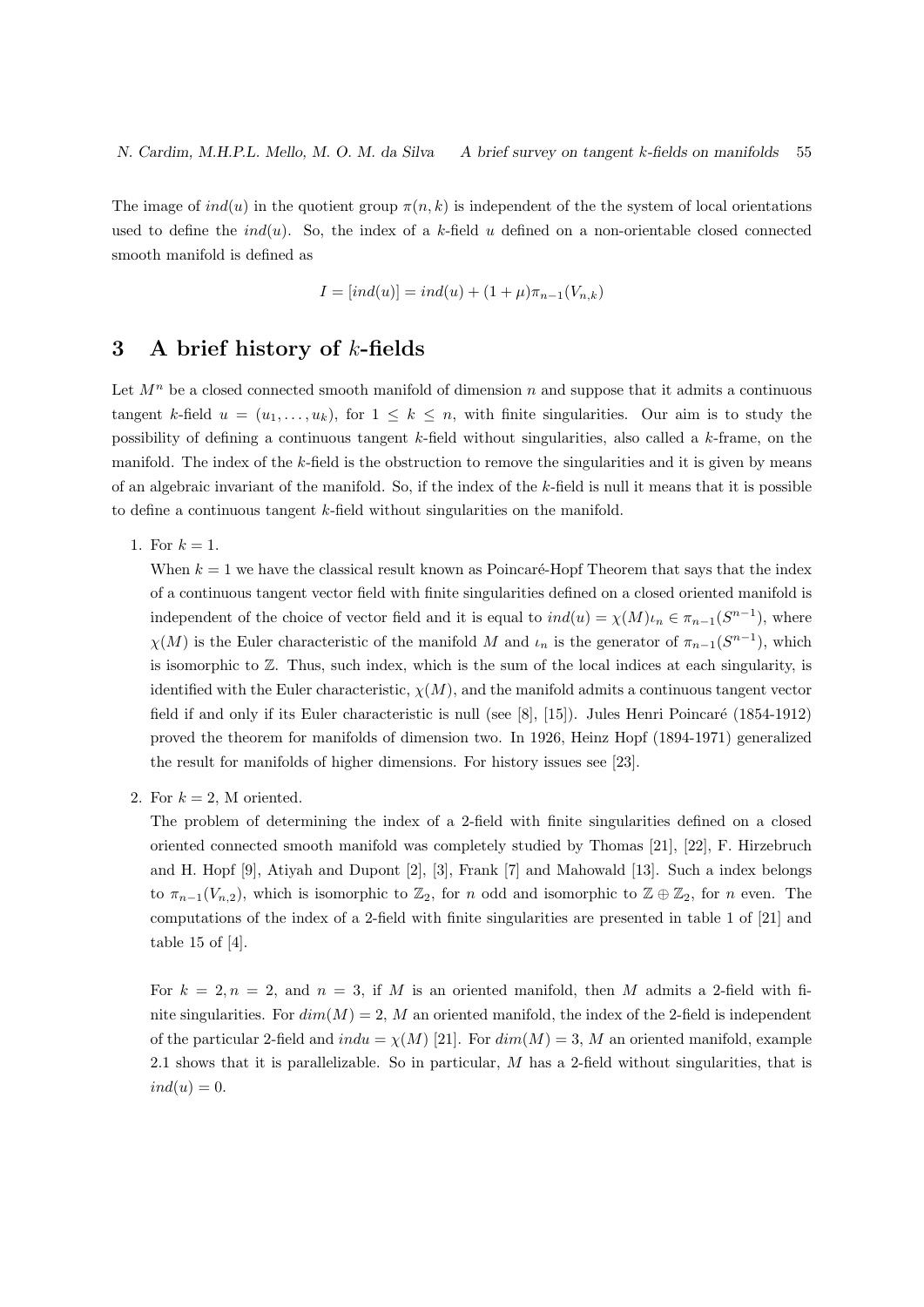The image of $ind(u)$ in the quotient group $\pi(n,k)$ is independent of the the system of local orientations used to define the $ind(u)$. So, the index of a $k$-field $u$ defined on a non-orientable closed connected smooth manifold is defined as

$$I = [ind(u)] = ind(u) + (1+\mu)\pi_{n-1}(V_{n,k})$$

# 3 A brief history of $k$-fields

Let $M^n$ be a closed connected smooth manifold of dimension $n$ and suppose that it admits a continuous tangent $k$-field $u = (u_1, \ldots, u_k)$, for $1 \leq k \leq n$, with finite singularities. Our aim is to study the possibility of defining a continuous tangent $k$-field without singularities, also called a $k$-frame, on the manifold. The index of the $k$-field is the obstruction to remove the singularities and it is given by means of an algebraic invariant of the manifold. So, if the index of the $k$-field is null it means that it is possible to define a continuous tangent $k$-field without singularities on the manifold.

1. For $k = 1$.

   When $k = 1$ we have the classical result known as Poincaré-Hopf Theorem that says that the index of a continuous tangent vector field with finite singularities defined on a closed oriented manifold is independent of the choice of vector field and it is equal to $ind(u) = \chi(M)\iota_n \in \pi_{n-1}(S^{n-1})$, where $\chi(M)$ is the Euler characteristic of the manifold $M$ and $\iota_n$ is the generator of $\pi_{n-1}(S^{n-1})$, which is isomorphic to $\mathbb{Z}$. Thus, such index, which is the sum of the local indices at each singularity, is identified with the Euler characteristic, $\chi(M)$, and the manifold admits a continuous tangent vector field if and only if its Euler characteristic is null (see [8], [15]). Jules Henri Poincaré (1854-1912) proved the theorem for manifolds of dimension two. In 1926, Heinz Hopf (1894-1971) generalized the result for manifolds of higher dimensions. For history issues see [23].

2. For $k = 2$, M oriented.

   The problem of determining the index of a 2-field with finite singularities defined on a closed oriented connected smooth manifold was completely studied by Thomas [21], [22], F. Hirzebruch and H. Hopf [9], Atiyah and Dupont [2], [3], Frank [7] and Mahowald [13]. Such a index belongs to $\pi_{n-1}(V_{n,2})$, which is isomorphic to $\mathbb{Z}_2$, for $n$ odd and isomorphic to $\mathbb{Z} \oplus \mathbb{Z}_2$, for $n$ even. The computations of the index of a 2-field with finite singularities are presented in table 1 of [21] and table 15 of [4].

   For $k = 2, n = 2$, and $n = 3$, if $M$ is an oriented manifold, then $M$ admits a 2-field with finite singularities. For $dim(M) = 2$, $M$ an oriented manifold, the index of the 2-field is independent of the particular 2-field and $indu = \chi(M)$ [21]. For $dim(M) = 3$, $M$ an oriented manifold, example 2.1 shows that it is parallelizable. So in particular, $M$ has a 2-field without singularities, that is $ind(u) = 0$.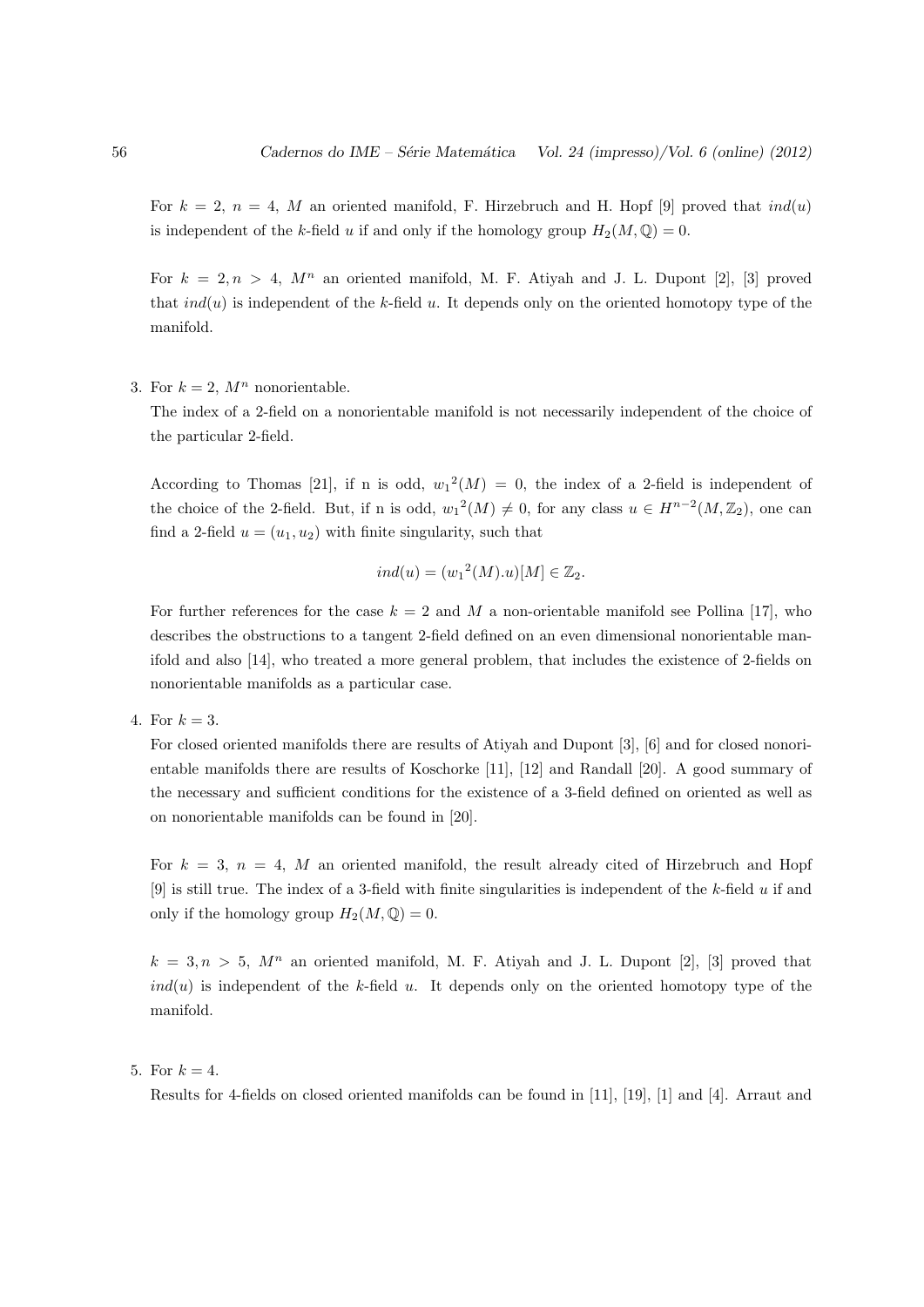For $k = 2$, $n = 4$, $M$ an oriented manifold, F. Hirzebruch and H. Hopf [9] proved that $ind(u)$ is independent of the $k$-field $u$ if and only if the homology group $H_2(M, \mathbb{Q}) = 0$.

For $k = 2, n > 4$, $M^n$ an oriented manifold, M. F. Atiyah and J. L. Dupont [2], [3] proved that $ind(u)$ is independent of the $k$-field $u$. It depends only on the oriented homotopy type of the manifold.

3. For $k = 2$, $M^n$ nonorientable.

   The index of a 2-field on a nonorientable manifold is not necessarily independent of the choice of the particular 2-field.

   According to Thomas [21], if n is odd, ${w_1}^2(M) = 0$, the index of a 2-field is independent of the choice of the 2-field. But, if n is odd, ${w_1}^2(M) \neq 0$, for any class $u \in H^{n-2}(M, \mathbb{Z}_2)$, one can find a 2-field $u = (u_1, u_2)$ with finite singularity, such that

   $$ind(u) = ({w_1}^2(M).u)[M] \in \mathbb{Z}_2.$$

   For further references for the case $k = 2$ and $M$ a non-orientable manifold see Pollina [17], who describes the obstructions to a tangent 2-field defined on an even dimensional nonorientable manifold and also [14], who treated a more general problem, that includes the existence of 2-fields on nonorientable manifolds as a particular case.

4. For $k = 3$.

   For closed oriented manifolds there are results of Atiyah and Dupont [3], [6] and for closed nonorientable manifolds there are results of Koschorke [11], [12] and Randall [20]. A good summary of the necessary and sufficient conditions for the existence of a 3-field defined on oriented as well as on nonorientable manifolds can be found in [20].

   For $k = 3$, $n = 4$, $M$ an oriented manifold, the result already cited of Hirzebruch and Hopf [9] is still true. The index of a 3-field with finite singularities is independent of the $k$-field $u$ if and only if the homology group $H_2(M, \mathbb{Q}) = 0$.

   $k = 3, n > 5$, $M^n$ an oriented manifold, M. F. Atiyah and J. L. Dupont [2], [3] proved that $ind(u)$ is independent of the $k$-field $u$. It depends only on the oriented homotopy type of the manifold.

5. For $k = 4$.

   Results for 4-fields on closed oriented manifolds can be found in [11], [19], [1] and [4]. Arraut and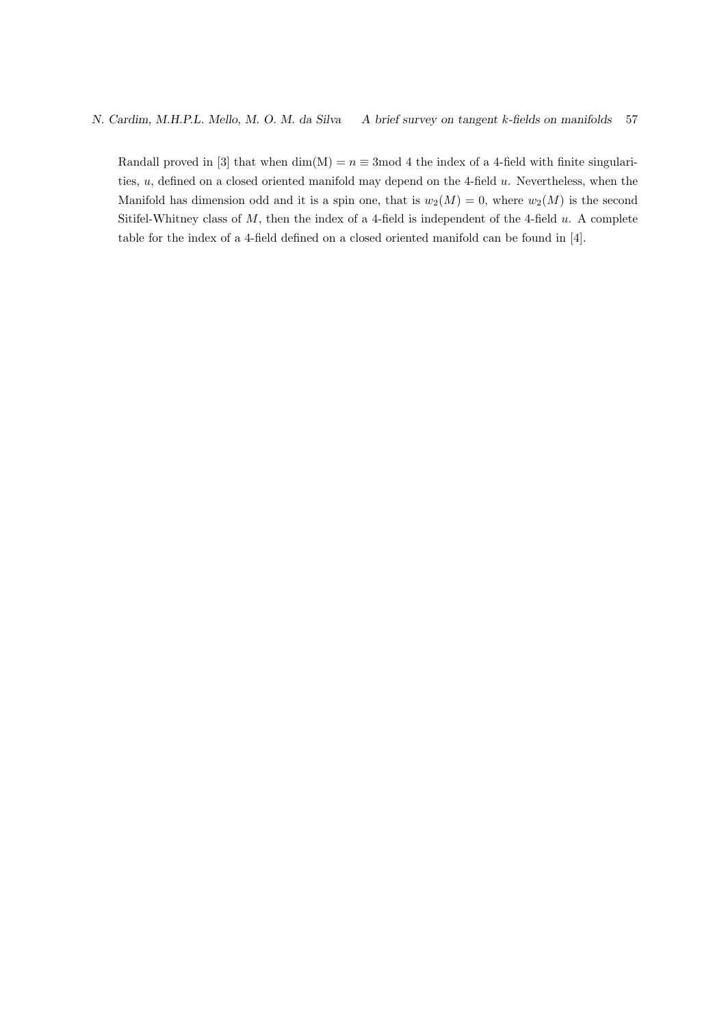Randall proved in [3] that when $\dim(\mathrm{M}) = n \equiv 3 \bmod 4$ the index of a 4-field with finite singularities, $u$, defined on a closed oriented manifold may depend on the 4-field $u$. Nevertheless, when the Manifold has dimension odd and it is a spin one, that is $w_2(M) = 0$, where $w_2(M)$ is the second Sitifel-Whitney class of $M$, then the index of a 4-field is independent of the 4-field $u$. A complete table for the index of a 4-field defined on a closed oriented manifold can be found in [4].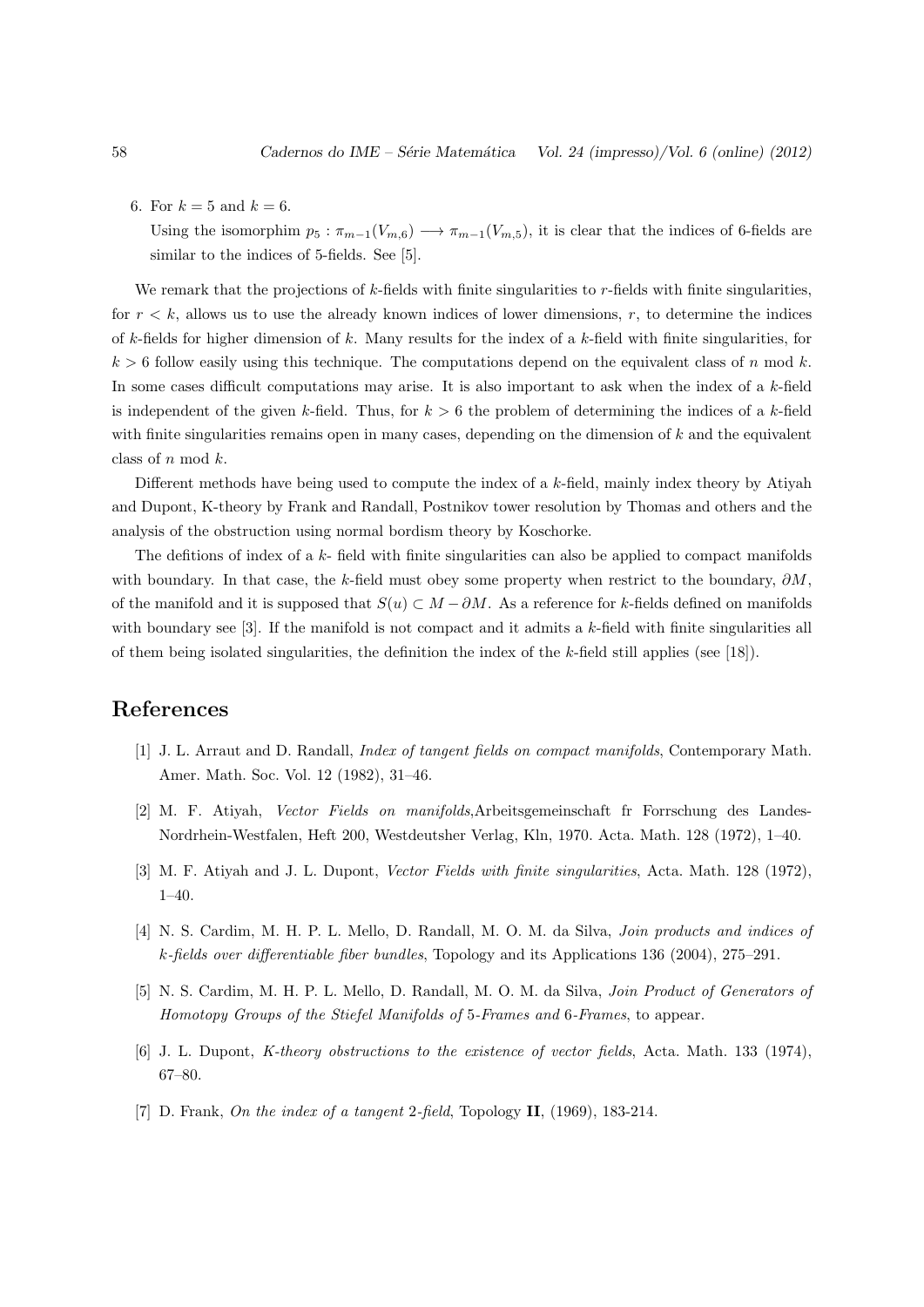6. For $k = 5$ and $k = 6$.

   Using the isomorphim $p_5 : \pi_{m-1}(V_{m,6}) \longrightarrow \pi_{m-1}(V_{m,5})$, it is clear that the indices of 6-fields are similar to the indices of 5-fields. See [5].

We remark that the projections of $k$-fields with finite singularities to $r$-fields with finite singularities, for $r < k$, allows us to use the already known indices of lower dimensions, $r$, to determine the indices of $k$-fields for higher dimension of $k$. Many results for the index of a $k$-field with finite singularities, for $k > 6$ follow easily using this technique. The computations depend on the equivalent class of $n$ mod $k$. In some cases difficult computations may arise. It is also important to ask when the index of a $k$-field is independent of the given $k$-field. Thus, for $k > 6$ the problem of determining the indices of a $k$-field with finite singularities remains open in many cases, depending on the dimension of $k$ and the equivalent class of $n$ mod $k$.

Different methods have being used to compute the index of a $k$-field, mainly index theory by Atiyah and Dupont, K-theory by Frank and Randall, Postnikov tower resolution by Thomas and others and the analysis of the obstruction using normal bordism theory by Koschorke.

The defitions of index of a $k$- field with finite singularities can also be applied to compact manifolds with boundary. In that case, the $k$-field must obey some property when restrict to the boundary, $\partial M$, of the manifold and it is supposed that $S(u) \subset M - \partial M$. As a reference for $k$-fields defined on manifolds with boundary see [3]. If the manifold is not compact and it admits a $k$-field with finite singularities all of them being isolated singularities, the definition the index of the $k$-field still applies (see [18]).

## References

[1] J. L. Arraut and D. Randall, *Index of tangent fields on compact manifolds*, Contemporary Math. Amer. Math. Soc. Vol. 12 (1982), 31–46.

[2] M. F. Atiyah, *Vector Fields on manifolds*,Arbeitsgemeinschaft fr Forrschung des Landes-Nordrhein-Westfalen, Heft 200, Westdeutsher Verlag, Kln, 1970. Acta. Math. 128 (1972), 1–40.

[3] M. F. Atiyah and J. L. Dupont, *Vector Fields with finite singularities*, Acta. Math. 128 (1972), 1–40.

[4] N. S. Cardim, M. H. P. L. Mello, D. Randall, M. O. M. da Silva, *Join products and indices of k-fields over differentiable fiber bundles*, Topology and its Applications 136 (2004), 275–291.

[5] N. S. Cardim, M. H. P. L. Mello, D. Randall, M. O. M. da Silva, *Join Product of Generators of Homotopy Groups of the Stiefel Manifolds of 5-Frames and 6-Frames*, to appear.

[6] J. L. Dupont, *K-theory obstructions to the existence of vector fields*, Acta. Math. 133 (1974), 67–80.

[7] D. Frank, *On the index of a tangent 2-field*, Topology **II**, (1969), 183-214.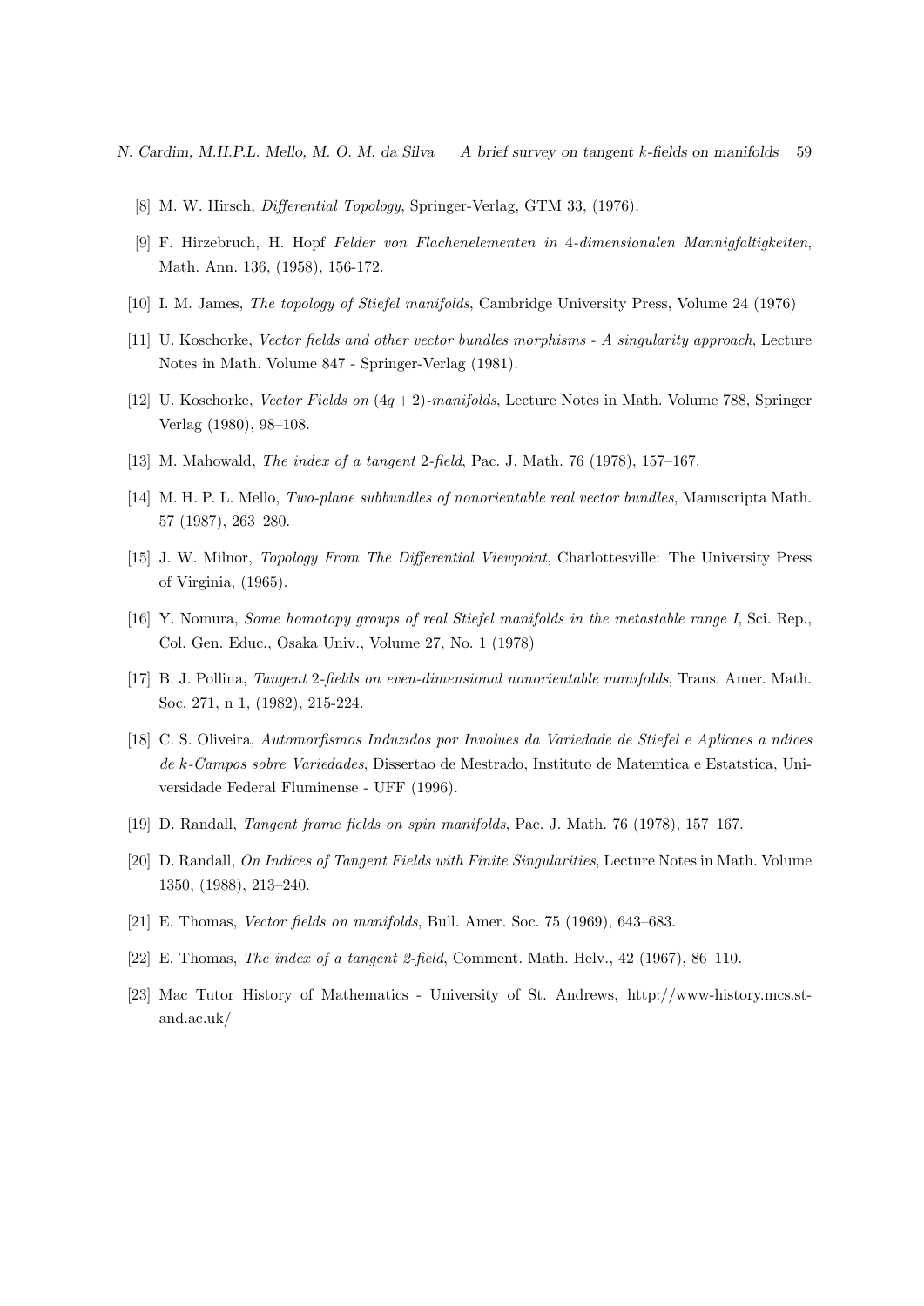[8] M. W. Hirsch, *Differential Topology*, Springer-Verlag, GTM 33, (1976).

[9] F. Hirzebruch, H. Hopf *Felder von Flachenelementen in 4-dimensionalen Mannigfaltigkeiten*, Math. Ann. 136, (1958), 156-172.

[10] I. M. James, *The topology of Stiefel manifolds*, Cambridge University Press, Volume 24 (1976)

[11] U. Koschorke, *Vector fields and other vector bundles morphisms - A singularity approach*, Lecture Notes in Math. Volume 847 - Springer-Verlag (1981).

[12] U. Koschorke, *Vector Fields on $(4q+2)$-manifolds*, Lecture Notes in Math. Volume 788, Springer Verlag (1980), 98–108.

[13] M. Mahowald, *The index of a tangent 2-field*, Pac. J. Math. 76 (1978), 157–167.

[14] M. H. P. L. Mello, *Two-plane subbundles of nonorientable real vector bundles*, Manuscripta Math. 57 (1987), 263–280.

[15] J. W. Milnor, *Topology From The Differential Viewpoint*, Charlottesville: The University Press of Virginia, (1965).

[16] Y. Nomura, *Some homotopy groups of real Stiefel manifolds in the metastable range I*, Sci. Rep., Col. Gen. Educ., Osaka Univ., Volume 27, No. 1 (1978)

[17] B. J. Pollina, *Tangent 2-fields on even-dimensional nonorientable manifolds*, Trans. Amer. Math. Soc. 271, n 1, (1982), 215-224.

[18] C. S. Oliveira, *Automorfismos Induzidos por Involues da Variedade de Stiefel e Aplicaes a ndices de k-Campos sobre Variedades*, Dissertao de Mestrado, Instituto de Matemtica e Estatstica, Universidade Federal Fluminense - UFF (1996).

[19] D. Randall, *Tangent frame fields on spin manifolds*, Pac. J. Math. 76 (1978), 157–167.

[20] D. Randall, *On Indices of Tangent Fields with Finite Singularities*, Lecture Notes in Math. Volume 1350, (1988), 213–240.

[21] E. Thomas, *Vector fields on manifolds*, Bull. Amer. Soc. 75 (1969), 643–683.

[22] E. Thomas, *The index of a tangent 2-field*, Comment. Math. Helv., 42 (1967), 86–110.

[23] Mac Tutor History of Mathematics - University of St. Andrews, http://www-history.mcs.st-and.ac.uk/